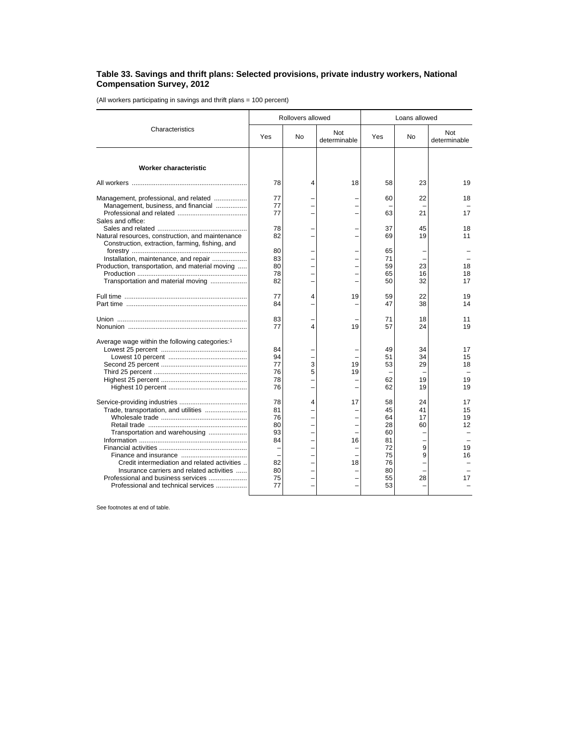### Table 33. Savings and thrift plans: Selected provisions, private industry workers, National Compensation Survey, 2012

(All workers participating in savings and thrift plans = 100 percent)

| Characteristics | Rollovers allowed | | | Loans allowed | | |
|---|---|---|---|---|---|---|
| | Yes | No | Not determinable | Yes | No | Not determinable |
| **Worker characteristic** | | | | | | |
| All workers | 78 | 4 | 18 | 58 | 23 | 19 |
| Management, professional, and related | 77 | – | – | 60 | 22 | 18 |
| Management, business, and financial | 77 | – | – | – | – | – |
| Professional and related | 77 | – | – | 63 | 21 | 17 |
| Sales and office: | | | | | | |
| Sales and related | 78 | – | – | 37 | 45 | 18 |
| Natural resources, construction, and maintenance | 82 | – | – | 69 | 19 | 11 |
| Construction, extraction, farming, fishing, and forestry | 80 | – | – | 65 | – | – |
| Installation, maintenance, and repair | 83 | – | – | 71 | – | – |
| Production, transportation, and material moving | 80 | – | – | 59 | 23 | 18 |
| Production | 78 | – | – | 65 | 16 | 18 |
| Transportation and material moving | 82 | – | – | 50 | 32 | 17 |
| Full time | 77 | 4 | 19 | 59 | 22 | 19 |
| Part time | 84 | – | – | 47 | 38 | 14 |
| Union | 83 | – | – | 71 | 18 | 11 |
| Nonunion | 77 | 4 | 19 | 57 | 24 | 19 |
| Average wage within the following categories:[1] | | | | | | |
| Lowest 25 percent | 84 | – | – | 49 | 34 | 17 |
| Lowest 10 percent | 94 | – | – | 51 | 34 | 15 |
| Second 25 percent | 77 | 3 | 19 | 53 | 29 | 18 |
| Third 25 percent | 76 | 5 | 19 | – | – | – |
| Highest 25 percent | 78 | – | – | 62 | 19 | 19 |
| Highest 10 percent | 76 | – | – | 62 | 19 | 19 |
| Service-providing industries | 78 | 4 | 17 | 58 | 24 | 17 |
| Trade, transportation, and utilities | 81 | – | – | 45 | 41 | 15 |
| Wholesale trade | 76 | – | – | 64 | 17 | 19 |
| Retail trade | 80 | – | – | 28 | 60 | 12 |
| Transportation and warehousing | 93 | – | – | 60 | – | – |
| Information | 84 | – | 16 | 81 | – | – |
| Financial activities | – | – | – | 72 | 9 | 19 |
| Finance and insurance | – | – | – | 75 | 9 | 16 |
| Credit intermediation and related activities | 82 | – | 18 | 76 | – | – |
| Insurance carriers and related activities | 80 | – | – | 80 | – | – |
| Professional and business services | 75 | – | – | 55 | 28 | 17 |
| Professional and technical services | 77 | – | – | 53 | – | – |

See footnotes at end of table.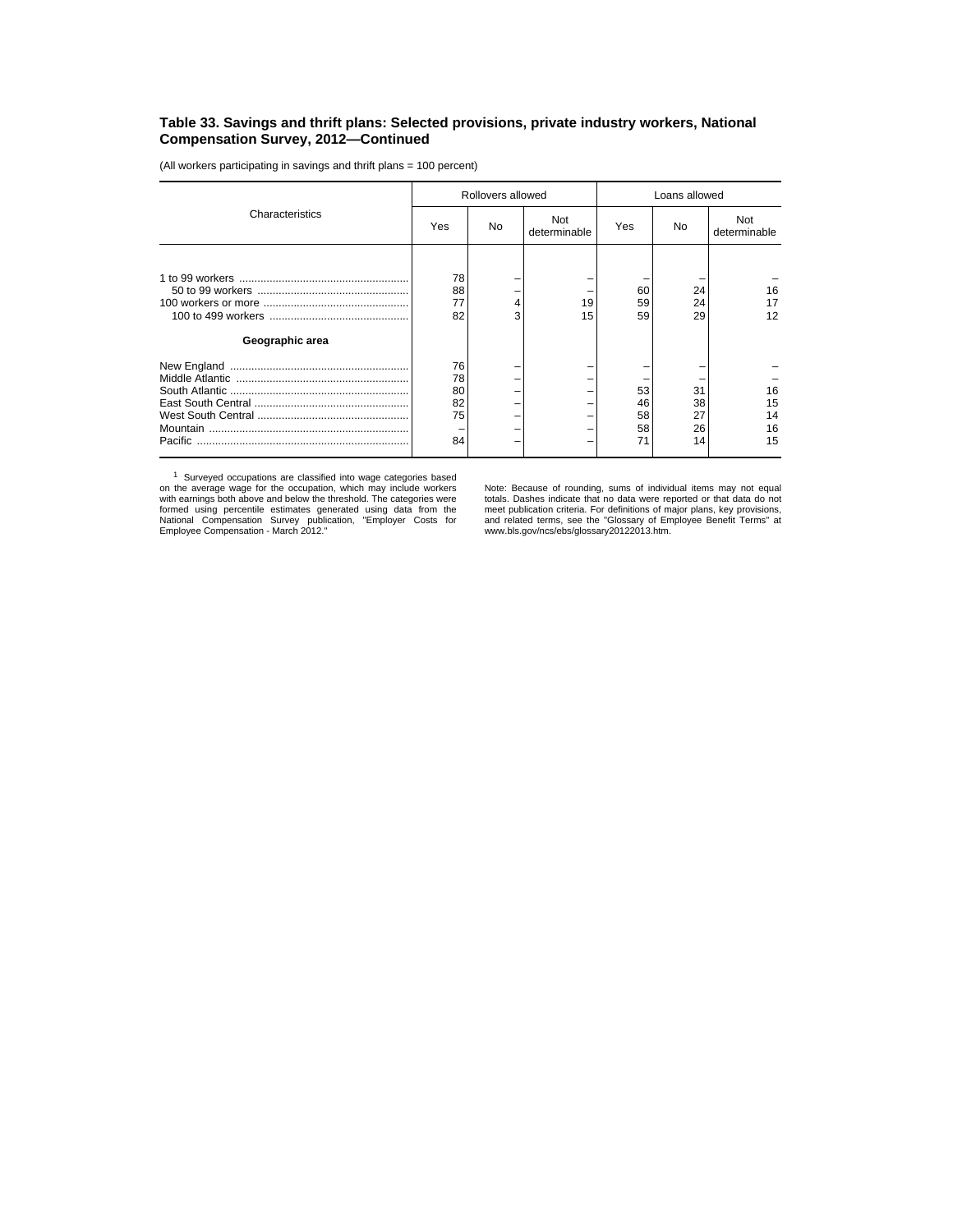### Table 33. Savings and thrift plans: Selected provisions, private industry workers, National Compensation Survey, 2012—Continued

(All workers participating in savings and thrift plans = 100 percent)

| Characteristics | Rollovers allowed | | | Loans allowed | | |
|---|---|---|---|---|---|---|
| | Yes | No | Not determinable | Yes | No | Not determinable |
| 1 to 99 workers | 78 | – | – | – | – | – |
| 50 to 99 workers | 88 | – | – | 60 | 24 | 16 |
| 100 workers or more | 77 | 4 | 19 | 59 | 24 | 17 |
| 100 to 499 workers | 82 | 3 | 15 | 59 | 29 | 12 |
| **Geographic area** | | | | | | |
| New England | 76 | – | – | – | – | – |
| Middle Atlantic | 78 | – | – | – | – | – |
| South Atlantic | 80 | – | – | 53 | 31 | 16 |
| East South Central | 82 | – | – | 46 | 38 | 15 |
| West South Central | 75 | – | – | 58 | 27 | 14 |
| Mountain | – | – | – | 58 | 26 | 16 |
| Pacific | 84 | – | – | 71 | 14 | 15 |

[1] Surveyed occupations are classified into wage categories based on the average wage for the occupation, which may include workers with earnings both above and below the threshold. The categories were formed using percentile estimates generated using data from the National Compensation Survey publication, "Employer Costs for Employee Compensation - March 2012."

Note: Because of rounding, sums of individual items may not equal totals. Dashes indicate that no data were reported or that data do not meet publication criteria. For definitions of major plans, key provisions, and related terms, see the "Glossary of Employee Benefit Terms" at www.bls.gov/ncs/ebs/glossary20122013.htm.